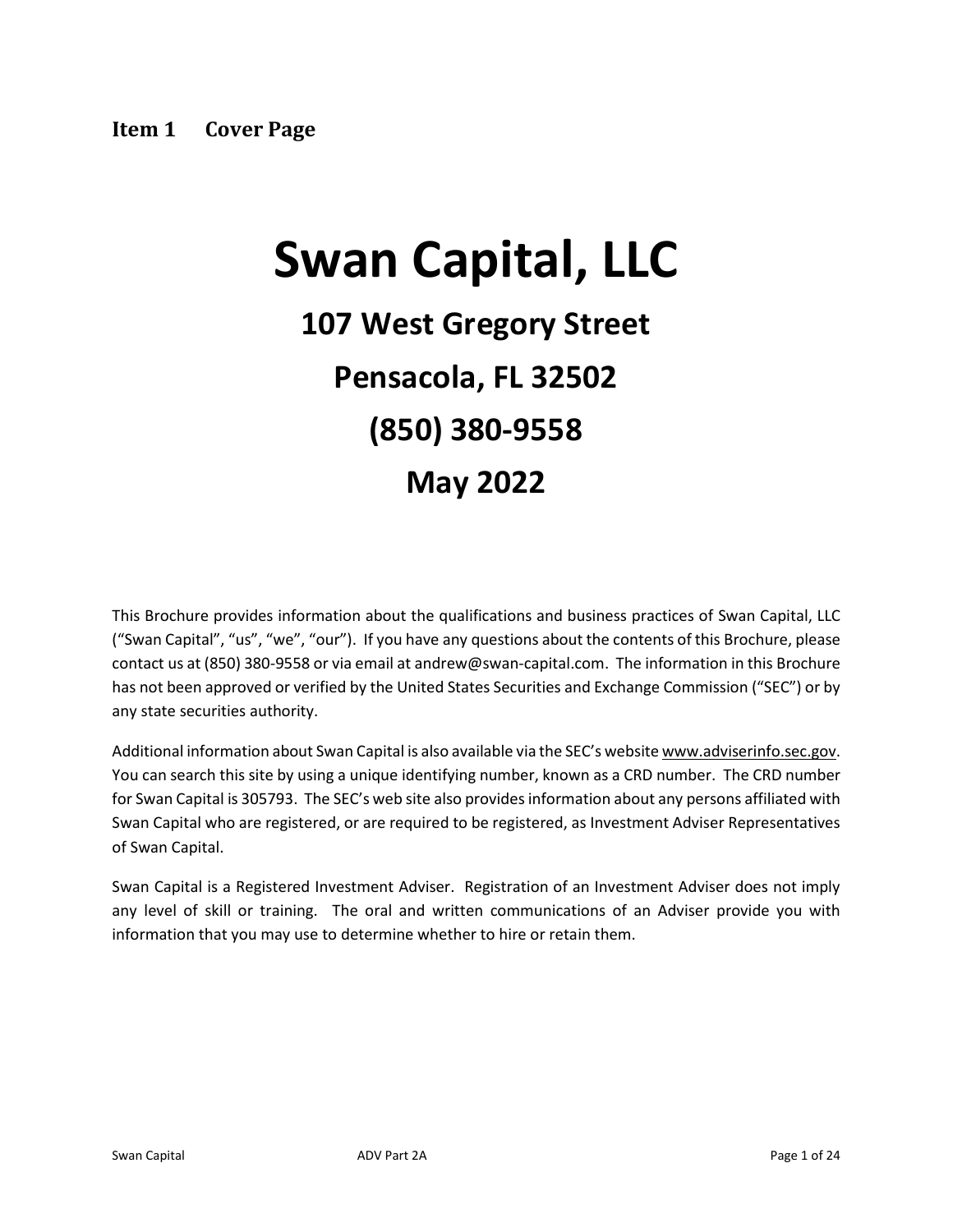## Item 1 Cover Page

# Swan Capital, LLC

## 107 West Gregory Street

## Pensacola, FL 32502

## (850) 380-9558

## May 2022

This Brochure provides information about the qualifications and business practices of Swan Capital, LLC ("Swan Capital", "us", "we", "our"). If you have any questions about the contents of this Brochure, please contact us at (850) 380-9558 or via email at andrew@swan-capital.com. The information in this Brochure has not been approved or verified by the United States Securities and Exchange Commission ("SEC") or by any state securities authority.

Additional information about Swan Capital is also available via the SEC's website www.adviserinfo.sec.gov. You can search this site by using a unique identifying number, known as a CRD number. The CRD number for Swan Capital is 305793. The SEC's web site also provides information about any persons affiliated with Swan Capital who are registered, or are required to be registered, as Investment Adviser Representatives of Swan Capital.

Swan Capital is a Registered Investment Adviser. Registration of an Investment Adviser does not imply any level of skill or training. The oral and written communications of an Adviser provide you with information that you may use to determine whether to hire or retain them.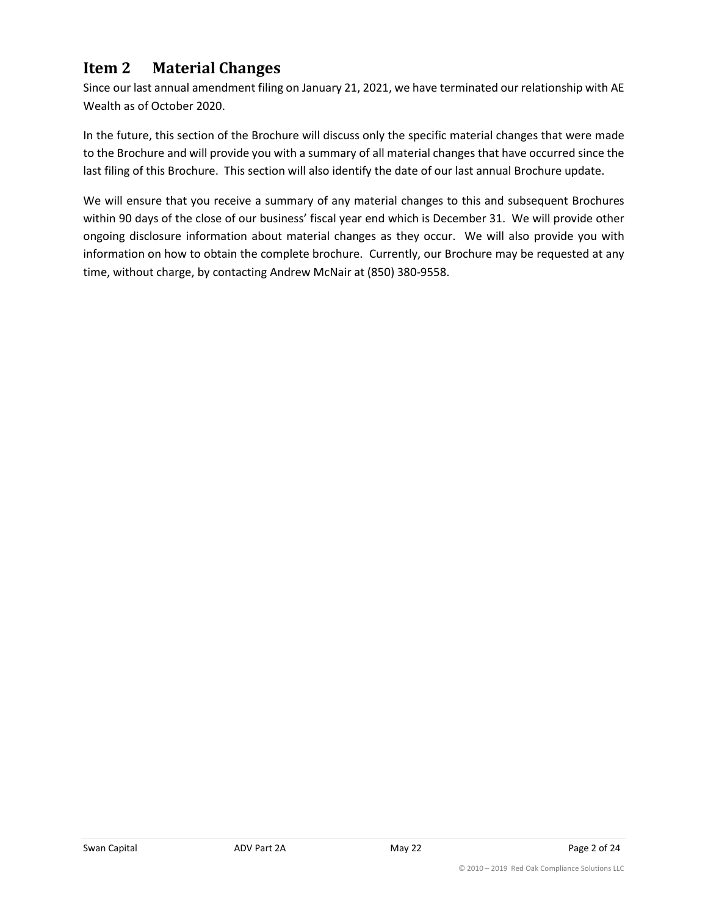## Item 2 Material Changes

Since our last annual amendment filing on January 21, 2021, we have terminated our relationship with AE Wealth as of October 2020.

In the future, this section of the Brochure will discuss only the specific material changes that were made to the Brochure and will provide you with a summary of all material changes that have occurred since the last filing of this Brochure. This section will also identify the date of our last annual Brochure update.

We will ensure that you receive a summary of any material changes to this and subsequent Brochures within 90 days of the close of our business' fiscal year end which is December 31. We will provide other ongoing disclosure information about material changes as they occur. We will also provide you with information on how to obtain the complete brochure. Currently, our Brochure may be requested at any time, without charge, by contacting Andrew McNair at (850) 380-9558.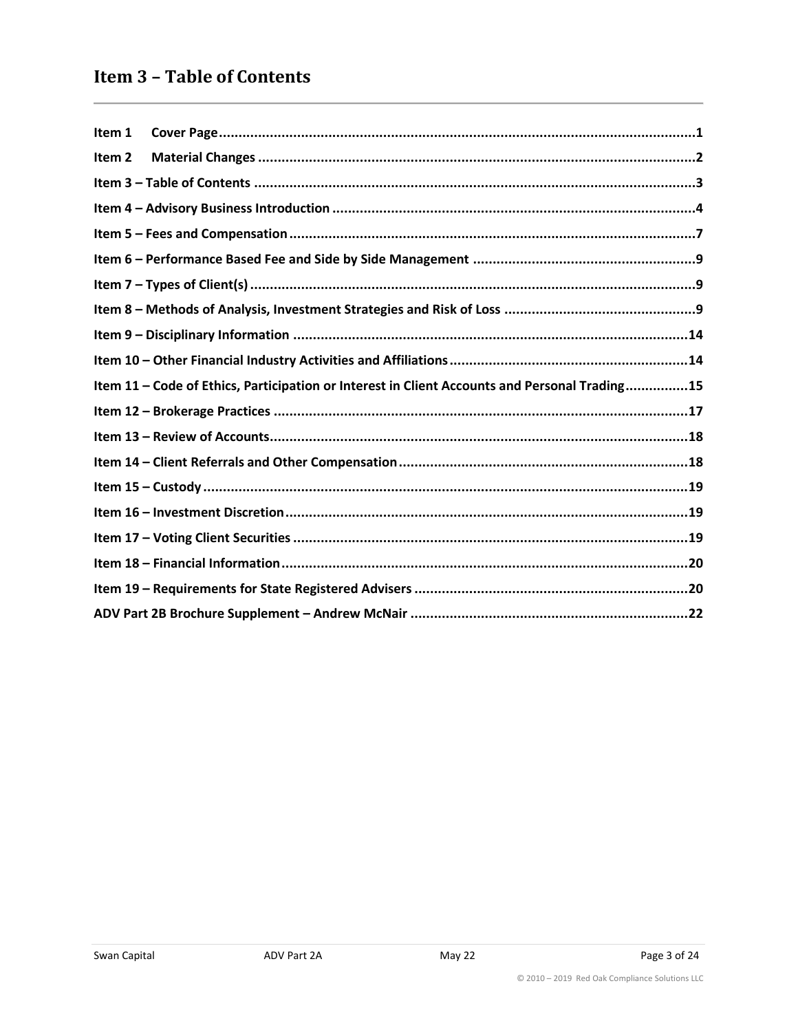# Item 3 – Table of Contents

**Item 1 Cover Page .......................................................................................................................1**

**Item 2 Material Changes ..............................................................................................................2**

**Item 3 – Table of Contents ...............................................................................................................3**

**Item 4 – Advisory Business Introduction ...........................................................................................4**

**Item 5 – Fees and Compensation .......................................................................................................7**

**Item 6 – Performance Based Fee and Side by Side Management .........................................................9**

**Item 7 – Types of Client(s) ................................................................................................................9**

**Item 8 – Methods of Analysis, Investment Strategies and Risk of Loss ................................................9**

**Item 9 – Disciplinary Information ....................................................................................................14**

**Item 10 – Other Financial Industry Activities and Affiliations ............................................................14**

**Item 11 – Code of Ethics, Participation or Interest in Client Accounts and Personal Trading ................15**

**Item 12 – Brokerage Practices ........................................................................................................17**

**Item 13 – Review of Accounts..........................................................................................................18**

**Item 14 – Client Referrals and Other Compensation .........................................................................18**

**Item 15 – Custody ...........................................................................................................................19**

**Item 16 – Investment Discretion .....................................................................................................19**

**Item 17 – Voting Client Securities ....................................................................................................19**

**Item 18 – Financial Information .......................................................................................................20**

**Item 19 – Requirements for State Registered Advisers .....................................................................20**

**ADV Part 2B Brochure Supplement – Andrew McNair ......................................................................22**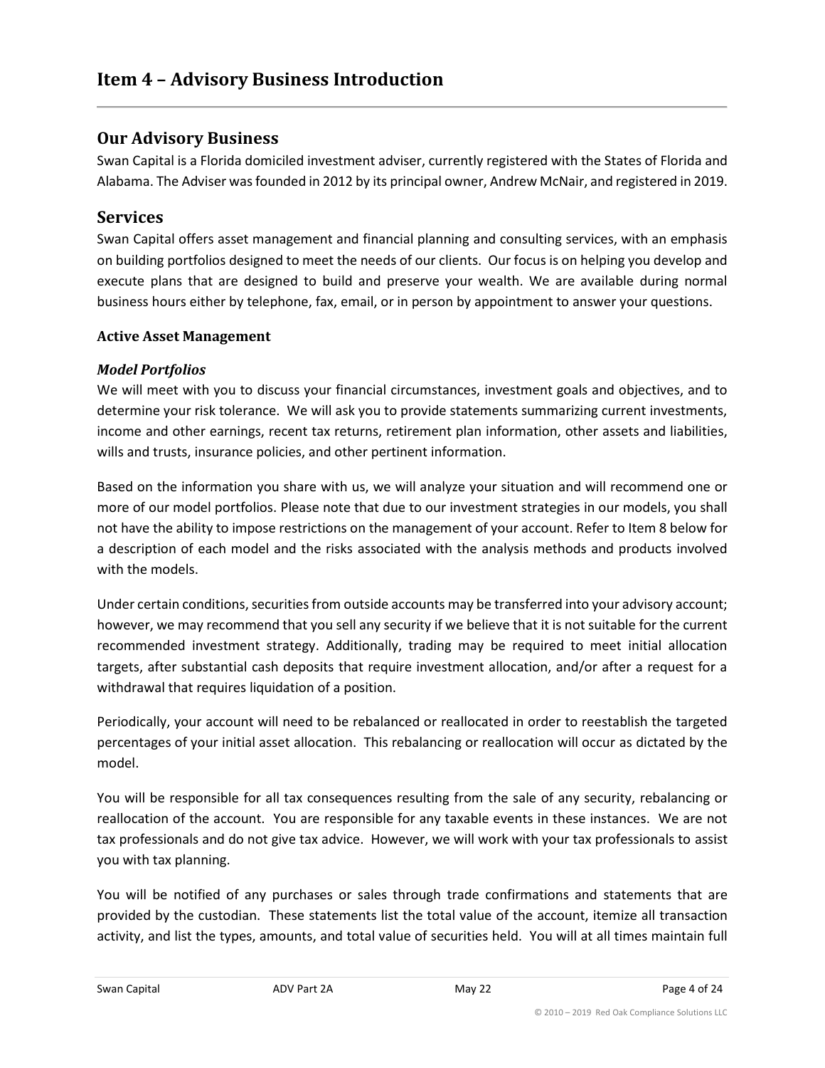# Item 4 – Advisory Business Introduction

## Our Advisory Business

Swan Capital is a Florida domiciled investment adviser, currently registered with the States of Florida and Alabama. The Adviser was founded in 2012 by its principal owner, Andrew McNair, and registered in 2019.

## Services

Swan Capital offers asset management and financial planning and consulting services, with an emphasis on building portfolios designed to meet the needs of our clients. Our focus is on helping you develop and execute plans that are designed to build and preserve your wealth. We are available during normal business hours either by telephone, fax, email, or in person by appointment to answer your questions.

### Active Asset Management

#### *Model Portfolios*

We will meet with you to discuss your financial circumstances, investment goals and objectives, and to determine your risk tolerance. We will ask you to provide statements summarizing current investments, income and other earnings, recent tax returns, retirement plan information, other assets and liabilities, wills and trusts, insurance policies, and other pertinent information.

Based on the information you share with us, we will analyze your situation and will recommend one or more of our model portfolios. Please note that due to our investment strategies in our models, you shall not have the ability to impose restrictions on the management of your account. Refer to Item 8 below for a description of each model and the risks associated with the analysis methods and products involved with the models.

Under certain conditions, securities from outside accounts may be transferred into your advisory account; however, we may recommend that you sell any security if we believe that it is not suitable for the current recommended investment strategy. Additionally, trading may be required to meet initial allocation targets, after substantial cash deposits that require investment allocation, and/or after a request for a withdrawal that requires liquidation of a position.

Periodically, your account will need to be rebalanced or reallocated in order to reestablish the targeted percentages of your initial asset allocation. This rebalancing or reallocation will occur as dictated by the model.

You will be responsible for all tax consequences resulting from the sale of any security, rebalancing or reallocation of the account. You are responsible for any taxable events in these instances. We are not tax professionals and do not give tax advice. However, we will work with your tax professionals to assist you with tax planning.

You will be notified of any purchases or sales through trade confirmations and statements that are provided by the custodian. These statements list the total value of the account, itemize all transaction activity, and list the types, amounts, and total value of securities held. You will at all times maintain full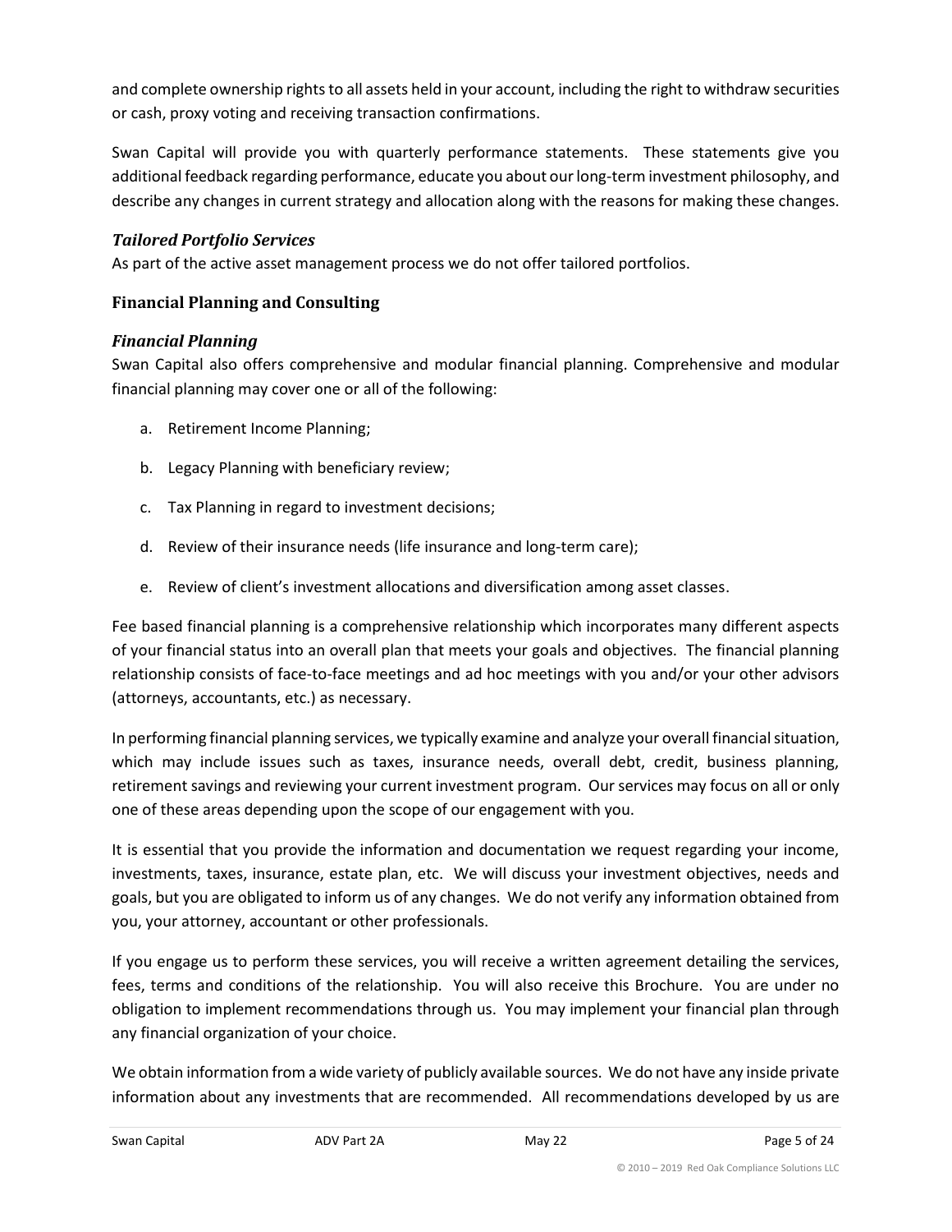and complete ownership rights to all assets held in your account, including the right to withdraw securities or cash, proxy voting and receiving transaction confirmations.

Swan Capital will provide you with quarterly performance statements. These statements give you additional feedback regarding performance, educate you about our long-term investment philosophy, and describe any changes in current strategy and allocation along with the reasons for making these changes.

### *Tailored Portfolio Services*

As part of the active asset management process we do not offer tailored portfolios.

### Financial Planning and Consulting

### *Financial Planning*

Swan Capital also offers comprehensive and modular financial planning. Comprehensive and modular financial planning may cover one or all of the following:

a. Retirement Income Planning;

b. Legacy Planning with beneficiary review;

c. Tax Planning in regard to investment decisions;

d. Review of their insurance needs (life insurance and long-term care);

e. Review of client's investment allocations and diversification among asset classes.

Fee based financial planning is a comprehensive relationship which incorporates many different aspects of your financial status into an overall plan that meets your goals and objectives. The financial planning relationship consists of face-to-face meetings and ad hoc meetings with you and/or your other advisors (attorneys, accountants, etc.) as necessary.

In performing financial planning services, we typically examine and analyze your overall financial situation, which may include issues such as taxes, insurance needs, overall debt, credit, business planning, retirement savings and reviewing your current investment program. Our services may focus on all or only one of these areas depending upon the scope of our engagement with you.

It is essential that you provide the information and documentation we request regarding your income, investments, taxes, insurance, estate plan, etc. We will discuss your investment objectives, needs and goals, but you are obligated to inform us of any changes. We do not verify any information obtained from you, your attorney, accountant or other professionals.

If you engage us to perform these services, you will receive a written agreement detailing the services, fees, terms and conditions of the relationship. You will also receive this Brochure. You are under no obligation to implement recommendations through us. You may implement your financial plan through any financial organization of your choice.

We obtain information from a wide variety of publicly available sources. We do not have any inside private information about any investments that are recommended. All recommendations developed by us are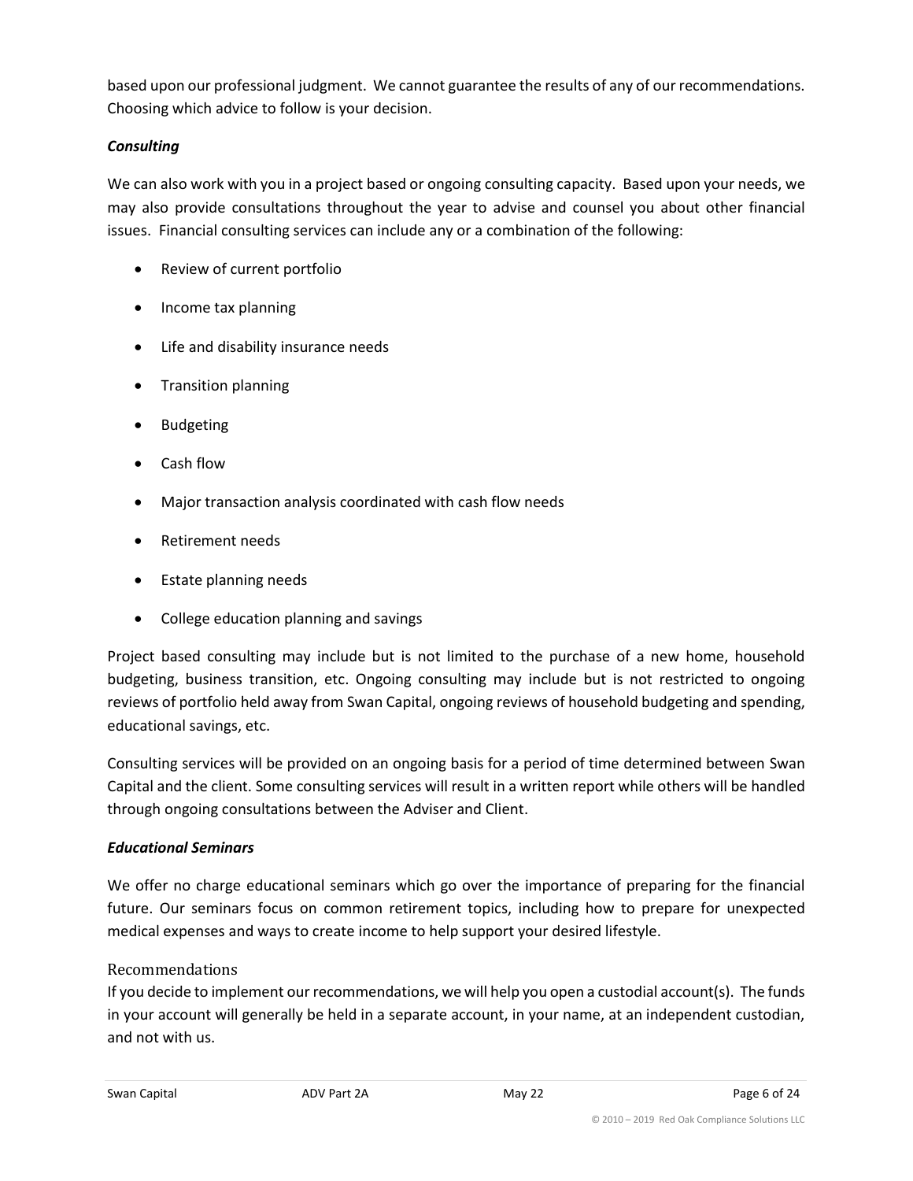based upon our professional judgment. We cannot guarantee the results of any of our recommendations. Choosing which advice to follow is your decision.

***Consulting***

We can also work with you in a project based or ongoing consulting capacity. Based upon your needs, we may also provide consultations throughout the year to advise and counsel you about other financial issues. Financial consulting services can include any or a combination of the following:

- Review of current portfolio
- Income tax planning
- Life and disability insurance needs
- Transition planning
- Budgeting
- Cash flow
- Major transaction analysis coordinated with cash flow needs
- Retirement needs
- Estate planning needs
- College education planning and savings

Project based consulting may include but is not limited to the purchase of a new home, household budgeting, business transition, etc. Ongoing consulting may include but is not restricted to ongoing reviews of portfolio held away from Swan Capital, ongoing reviews of household budgeting and spending, educational savings, etc.

Consulting services will be provided on an ongoing basis for a period of time determined between Swan Capital and the client. Some consulting services will result in a written report while others will be handled through ongoing consultations between the Adviser and Client.

***Educational Seminars***

We offer no charge educational seminars which go over the importance of preparing for the financial future. Our seminars focus on common retirement topics, including how to prepare for unexpected medical expenses and ways to create income to help support your desired lifestyle.

### Recommendations

If you decide to implement our recommendations, we will help you open a custodial account(s). The funds in your account will generally be held in a separate account, in your name, at an independent custodian, and not with us.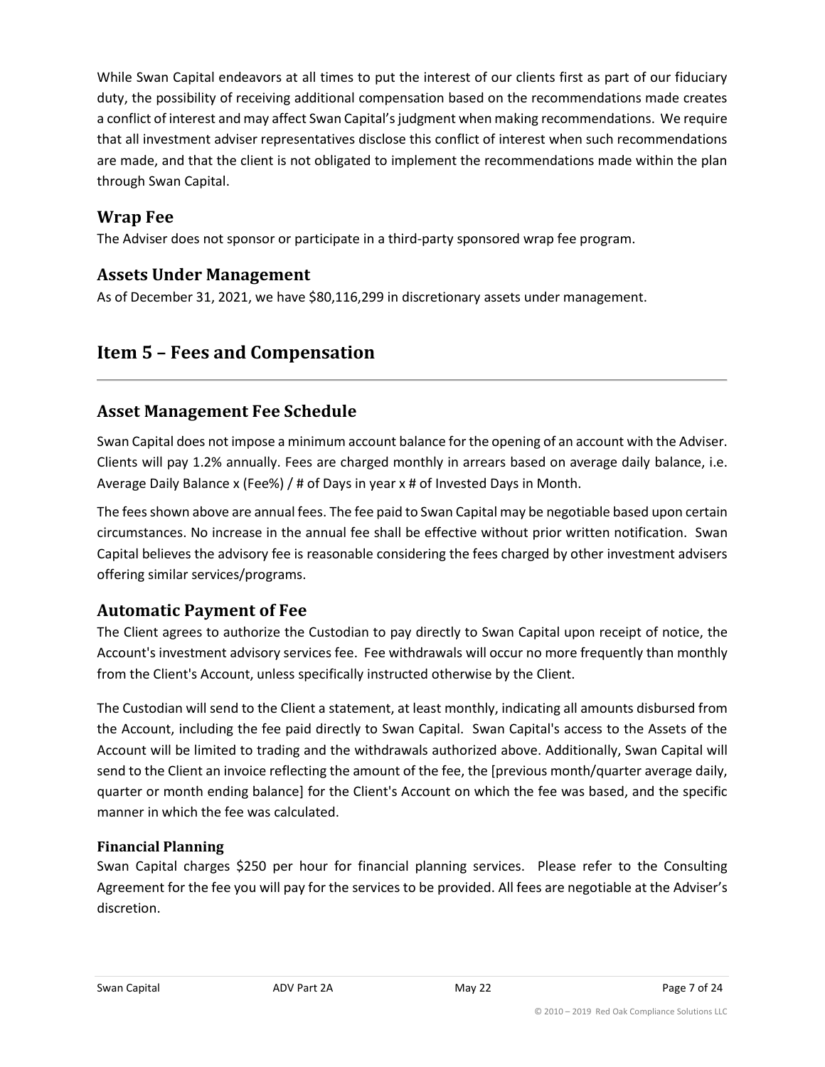While Swan Capital endeavors at all times to put the interest of our clients first as part of our fiduciary duty, the possibility of receiving additional compensation based on the recommendations made creates a conflict of interest and may affect Swan Capital's judgment when making recommendations. We require that all investment adviser representatives disclose this conflict of interest when such recommendations are made, and that the client is not obligated to implement the recommendations made within the plan through Swan Capital.

## Wrap Fee

The Adviser does not sponsor or participate in a third-party sponsored wrap fee program.

## Assets Under Management

As of December 31, 2021, we have $80,116,299 in discretionary assets under management.

# Item 5 – Fees and Compensation

## Asset Management Fee Schedule

Swan Capital does not impose a minimum account balance for the opening of an account with the Adviser. Clients will pay 1.2% annually. Fees are charged monthly in arrears based on average daily balance, i.e. Average Daily Balance x (Fee%) / # of Days in year x # of Invested Days in Month.

The fees shown above are annual fees. The fee paid to Swan Capital may be negotiable based upon certain circumstances. No increase in the annual fee shall be effective without prior written notification. Swan Capital believes the advisory fee is reasonable considering the fees charged by other investment advisers offering similar services/programs.

## Automatic Payment of Fee

The Client agrees to authorize the Custodian to pay directly to Swan Capital upon receipt of notice, the Account's investment advisory services fee. Fee withdrawals will occur no more frequently than monthly from the Client's Account, unless specifically instructed otherwise by the Client.

The Custodian will send to the Client a statement, at least monthly, indicating all amounts disbursed from the Account, including the fee paid directly to Swan Capital. Swan Capital's access to the Assets of the Account will be limited to trading and the withdrawals authorized above. Additionally, Swan Capital will send to the Client an invoice reflecting the amount of the fee, the [previous month/quarter average daily, quarter or month ending balance] for the Client's Account on which the fee was based, and the specific manner in which the fee was calculated.

### Financial Planning

Swan Capital charges $250 per hour for financial planning services. Please refer to the Consulting Agreement for the fee you will pay for the services to be provided. All fees are negotiable at the Adviser's discretion.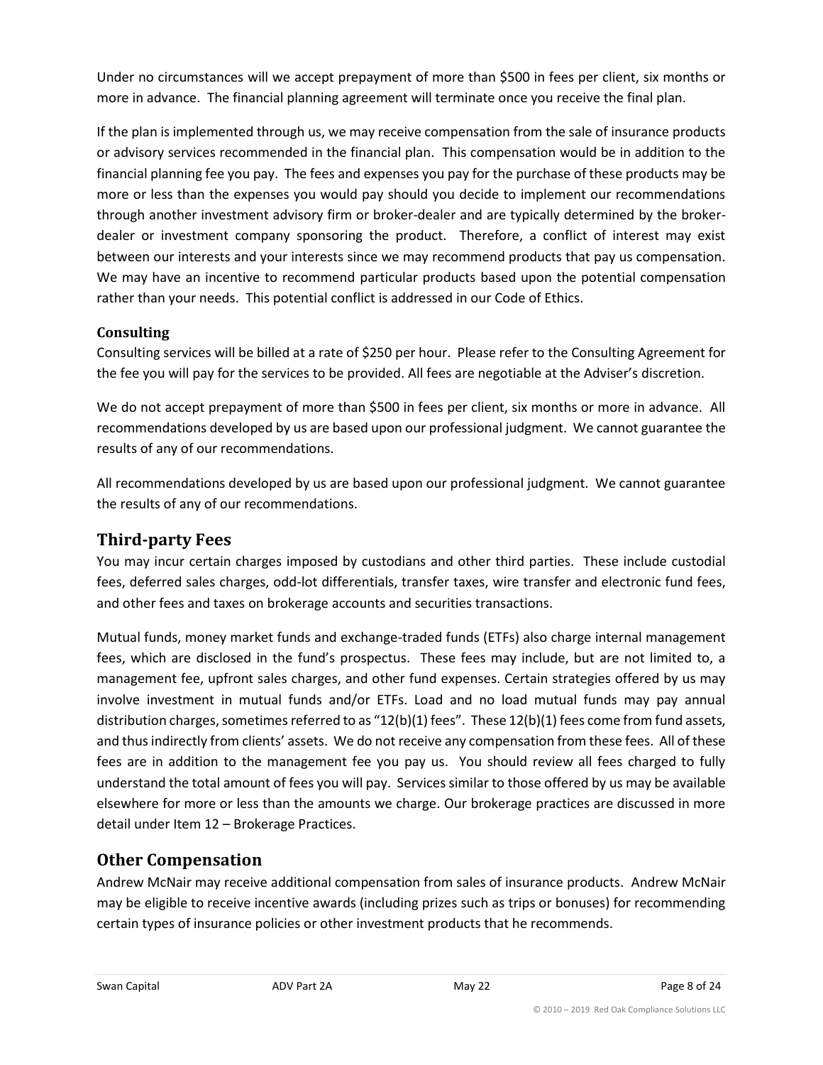Under no circumstances will we accept prepayment of more than $500 in fees per client, six months or more in advance. The financial planning agreement will terminate once you receive the final plan.

If the plan is implemented through us, we may receive compensation from the sale of insurance products or advisory services recommended in the financial plan. This compensation would be in addition to the financial planning fee you pay. The fees and expenses you pay for the purchase of these products may be more or less than the expenses you would pay should you decide to implement our recommendations through another investment advisory firm or broker-dealer and are typically determined by the broker-dealer or investment company sponsoring the product. Therefore, a conflict of interest may exist between our interests and your interests since we may recommend products that pay us compensation. We may have an incentive to recommend particular products based upon the potential compensation rather than your needs. This potential conflict is addressed in our Code of Ethics.

### Consulting

Consulting services will be billed at a rate of $250 per hour. Please refer to the Consulting Agreement for the fee you will pay for the services to be provided. All fees are negotiable at the Adviser's discretion.

We do not accept prepayment of more than $500 in fees per client, six months or more in advance. All recommendations developed by us are based upon our professional judgment. We cannot guarantee the results of any of our recommendations.

All recommendations developed by us are based upon our professional judgment. We cannot guarantee the results of any of our recommendations.

## Third-party Fees

You may incur certain charges imposed by custodians and other third parties. These include custodial fees, deferred sales charges, odd-lot differentials, transfer taxes, wire transfer and electronic fund fees, and other fees and taxes on brokerage accounts and securities transactions.

Mutual funds, money market funds and exchange-traded funds (ETFs) also charge internal management fees, which are disclosed in the fund's prospectus. These fees may include, but are not limited to, a management fee, upfront sales charges, and other fund expenses. Certain strategies offered by us may involve investment in mutual funds and/or ETFs. Load and no load mutual funds may pay annual distribution charges, sometimes referred to as "12(b)(1) fees". These 12(b)(1) fees come from fund assets, and thus indirectly from clients' assets. We do not receive any compensation from these fees. All of these fees are in addition to the management fee you pay us. You should review all fees charged to fully understand the total amount of fees you will pay. Services similar to those offered by us may be available elsewhere for more or less than the amounts we charge. Our brokerage practices are discussed in more detail under Item 12 – Brokerage Practices.

## Other Compensation

Andrew McNair may receive additional compensation from sales of insurance products. Andrew McNair may be eligible to receive incentive awards (including prizes such as trips or bonuses) for recommending certain types of insurance policies or other investment products that he recommends.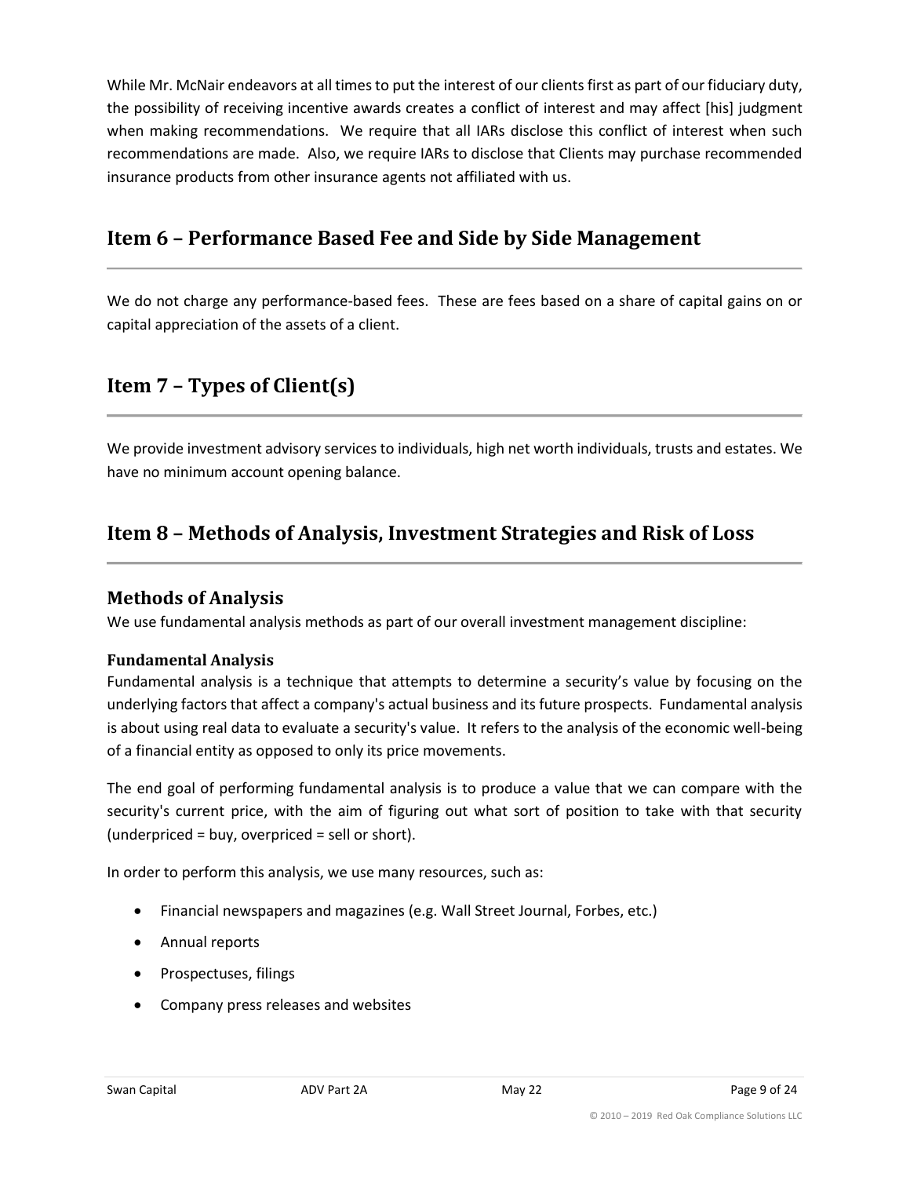While Mr. McNair endeavors at all times to put the interest of our clients first as part of our fiduciary duty, the possibility of receiving incentive awards creates a conflict of interest and may affect [his] judgment when making recommendations. We require that all IARs disclose this conflict of interest when such recommendations are made. Also, we require IARs to disclose that Clients may purchase recommended insurance products from other insurance agents not affiliated with us.

## Item 6 – Performance Based Fee and Side by Side Management

We do not charge any performance-based fees. These are fees based on a share of capital gains on or capital appreciation of the assets of a client.

## Item 7 – Types of Client(s)

We provide investment advisory services to individuals, high net worth individuals, trusts and estates. We have no minimum account opening balance.

## Item 8 – Methods of Analysis, Investment Strategies and Risk of Loss

### Methods of Analysis

We use fundamental analysis methods as part of our overall investment management discipline:

#### Fundamental Analysis

Fundamental analysis is a technique that attempts to determine a security's value by focusing on the underlying factors that affect a company's actual business and its future prospects. Fundamental analysis is about using real data to evaluate a security's value. It refers to the analysis of the economic well-being of a financial entity as opposed to only its price movements.

The end goal of performing fundamental analysis is to produce a value that we can compare with the security's current price, with the aim of figuring out what sort of position to take with that security (underpriced = buy, overpriced = sell or short).

In order to perform this analysis, we use many resources, such as:

- Financial newspapers and magazines (e.g. Wall Street Journal, Forbes, etc.)
- Annual reports
- Prospectuses, filings
- Company press releases and websites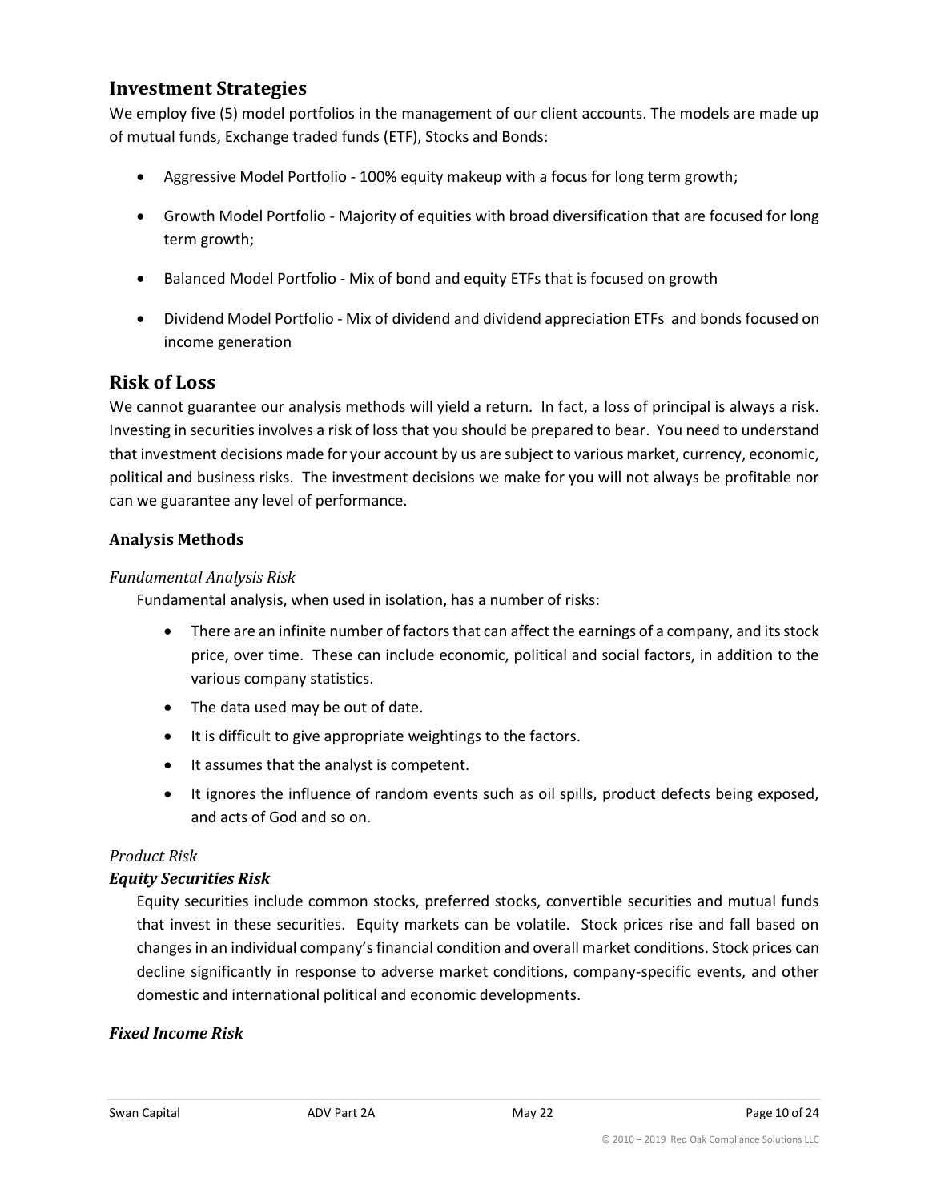## Investment Strategies

We employ five (5) model portfolios in the management of our client accounts. The models are made up of mutual funds, Exchange traded funds (ETF), Stocks and Bonds:

- Aggressive Model Portfolio - 100% equity makeup with a focus for long term growth;
- Growth Model Portfolio - Majority of equities with broad diversification that are focused for long term growth;
- Balanced Model Portfolio - Mix of bond and equity ETFs that is focused on growth
- Dividend Model Portfolio - Mix of dividend and dividend appreciation ETFs and bonds focused on income generation

## Risk of Loss

We cannot guarantee our analysis methods will yield a return. In fact, a loss of principal is always a risk. Investing in securities involves a risk of loss that you should be prepared to bear. You need to understand that investment decisions made for your account by us are subject to various market, currency, economic, political and business risks. The investment decisions we make for you will not always be profitable nor can we guarantee any level of performance.

### Analysis Methods

*Fundamental Analysis Risk*

Fundamental analysis, when used in isolation, has a number of risks:

- There are an infinite number of factors that can affect the earnings of a company, and its stock price, over time. These can include economic, political and social factors, in addition to the various company statistics.
- The data used may be out of date.
- It is difficult to give appropriate weightings to the factors.
- It assumes that the analyst is competent.
- It ignores the influence of random events such as oil spills, product defects being exposed, and acts of God and so on.

*Product Risk*

***Equity Securities Risk***

Equity securities include common stocks, preferred stocks, convertible securities and mutual funds that invest in these securities. Equity markets can be volatile. Stock prices rise and fall based on changes in an individual company's financial condition and overall market conditions. Stock prices can decline significantly in response to adverse market conditions, company-specific events, and other domestic and international political and economic developments.

***Fixed Income Risk***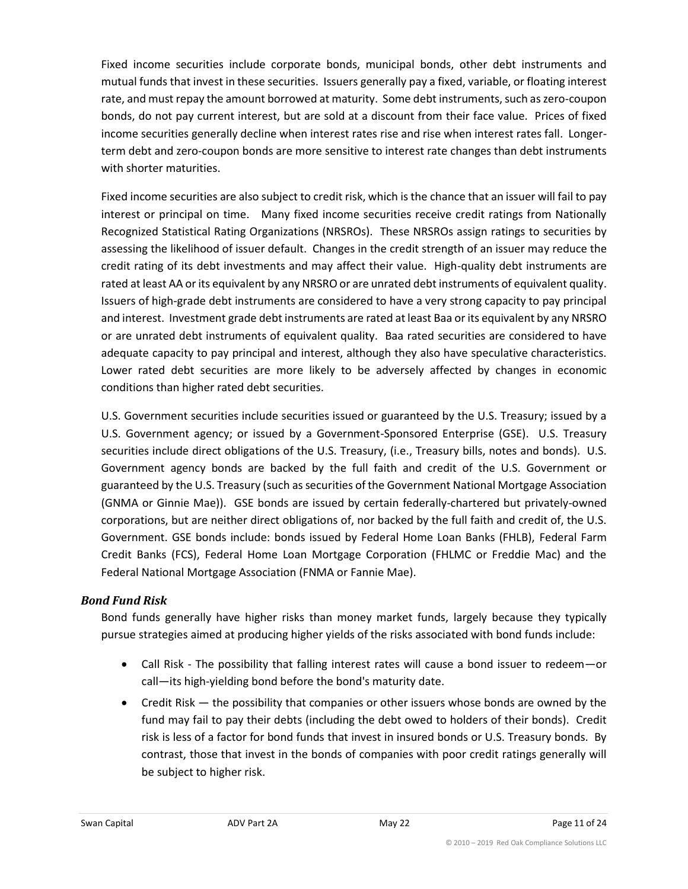Fixed income securities include corporate bonds, municipal bonds, other debt instruments and mutual funds that invest in these securities. Issuers generally pay a fixed, variable, or floating interest rate, and must repay the amount borrowed at maturity. Some debt instruments, such as zero-coupon bonds, do not pay current interest, but are sold at a discount from their face value. Prices of fixed income securities generally decline when interest rates rise and rise when interest rates fall. Longer-term debt and zero-coupon bonds are more sensitive to interest rate changes than debt instruments with shorter maturities.

Fixed income securities are also subject to credit risk, which is the chance that an issuer will fail to pay interest or principal on time. Many fixed income securities receive credit ratings from Nationally Recognized Statistical Rating Organizations (NRSROs). These NRSROs assign ratings to securities by assessing the likelihood of issuer default. Changes in the credit strength of an issuer may reduce the credit rating of its debt investments and may affect their value. High-quality debt instruments are rated at least AA or its equivalent by any NRSRO or are unrated debt instruments of equivalent quality. Issuers of high-grade debt instruments are considered to have a very strong capacity to pay principal and interest. Investment grade debt instruments are rated at least Baa or its equivalent by any NRSRO or are unrated debt instruments of equivalent quality. Baa rated securities are considered to have adequate capacity to pay principal and interest, although they also have speculative characteristics. Lower rated debt securities are more likely to be adversely affected by changes in economic conditions than higher rated debt securities.

U.S. Government securities include securities issued or guaranteed by the U.S. Treasury; issued by a U.S. Government agency; or issued by a Government-Sponsored Enterprise (GSE). U.S. Treasury securities include direct obligations of the U.S. Treasury, (i.e., Treasury bills, notes and bonds). U.S. Government agency bonds are backed by the full faith and credit of the U.S. Government or guaranteed by the U.S. Treasury (such as securities of the Government National Mortgage Association (GNMA or Ginnie Mae)). GSE bonds are issued by certain federally-chartered but privately-owned corporations, but are neither direct obligations of, nor backed by the full faith and credit of, the U.S. Government. GSE bonds include: bonds issued by Federal Home Loan Banks (FHLB), Federal Farm Credit Banks (FCS), Federal Home Loan Mortgage Corporation (FHLMC or Freddie Mac) and the Federal National Mortgage Association (FNMA or Fannie Mae).

### *Bond Fund Risk*

Bond funds generally have higher risks than money market funds, largely because they typically pursue strategies aimed at producing higher yields of the risks associated with bond funds include:

- Call Risk - The possibility that falling interest rates will cause a bond issuer to redeem—or call—its high-yielding bond before the bond's maturity date.
- Credit Risk — the possibility that companies or other issuers whose bonds are owned by the fund may fail to pay their debts (including the debt owed to holders of their bonds). Credit risk is less of a factor for bond funds that invest in insured bonds or U.S. Treasury bonds. By contrast, those that invest in the bonds of companies with poor credit ratings generally will be subject to higher risk.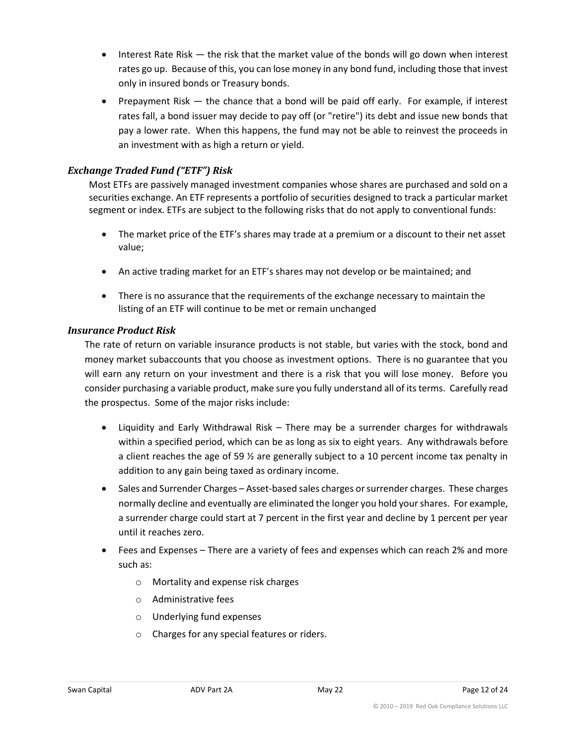- Interest Rate Risk — the risk that the market value of the bonds will go down when interest rates go up. Because of this, you can lose money in any bond fund, including those that invest only in insured bonds or Treasury bonds.
- Prepayment Risk — the chance that a bond will be paid off early. For example, if interest rates fall, a bond issuer may decide to pay off (or "retire") its debt and issue new bonds that pay a lower rate. When this happens, the fund may not be able to reinvest the proceeds in an investment with as high a return or yield.

### *Exchange Traded Fund ("ETF") Risk*

Most ETFs are passively managed investment companies whose shares are purchased and sold on a securities exchange. An ETF represents a portfolio of securities designed to track a particular market segment or index. ETFs are subject to the following risks that do not apply to conventional funds:

- The market price of the ETF's shares may trade at a premium or a discount to their net asset value;
- An active trading market for an ETF's shares may not develop or be maintained; and
- There is no assurance that the requirements of the exchange necessary to maintain the listing of an ETF will continue to be met or remain unchanged

### *Insurance Product Risk*

The rate of return on variable insurance products is not stable, but varies with the stock, bond and money market subaccounts that you choose as investment options. There is no guarantee that you will earn any return on your investment and there is a risk that you will lose money. Before you consider purchasing a variable product, make sure you fully understand all of its terms. Carefully read the prospectus. Some of the major risks include:

- Liquidity and Early Withdrawal Risk – There may be a surrender charges for withdrawals within a specified period, which can be as long as six to eight years. Any withdrawals before a client reaches the age of 59 ½ are generally subject to a 10 percent income tax penalty in addition to any gain being taxed as ordinary income.
- Sales and Surrender Charges – Asset-based sales charges or surrender charges. These charges normally decline and eventually are eliminated the longer you hold your shares. For example, a surrender charge could start at 7 percent in the first year and decline by 1 percent per year until it reaches zero.
- Fees and Expenses – There are a variety of fees and expenses which can reach 2% and more such as:
  - Mortality and expense risk charges
  - Administrative fees
  - Underlying fund expenses
  - Charges for any special features or riders.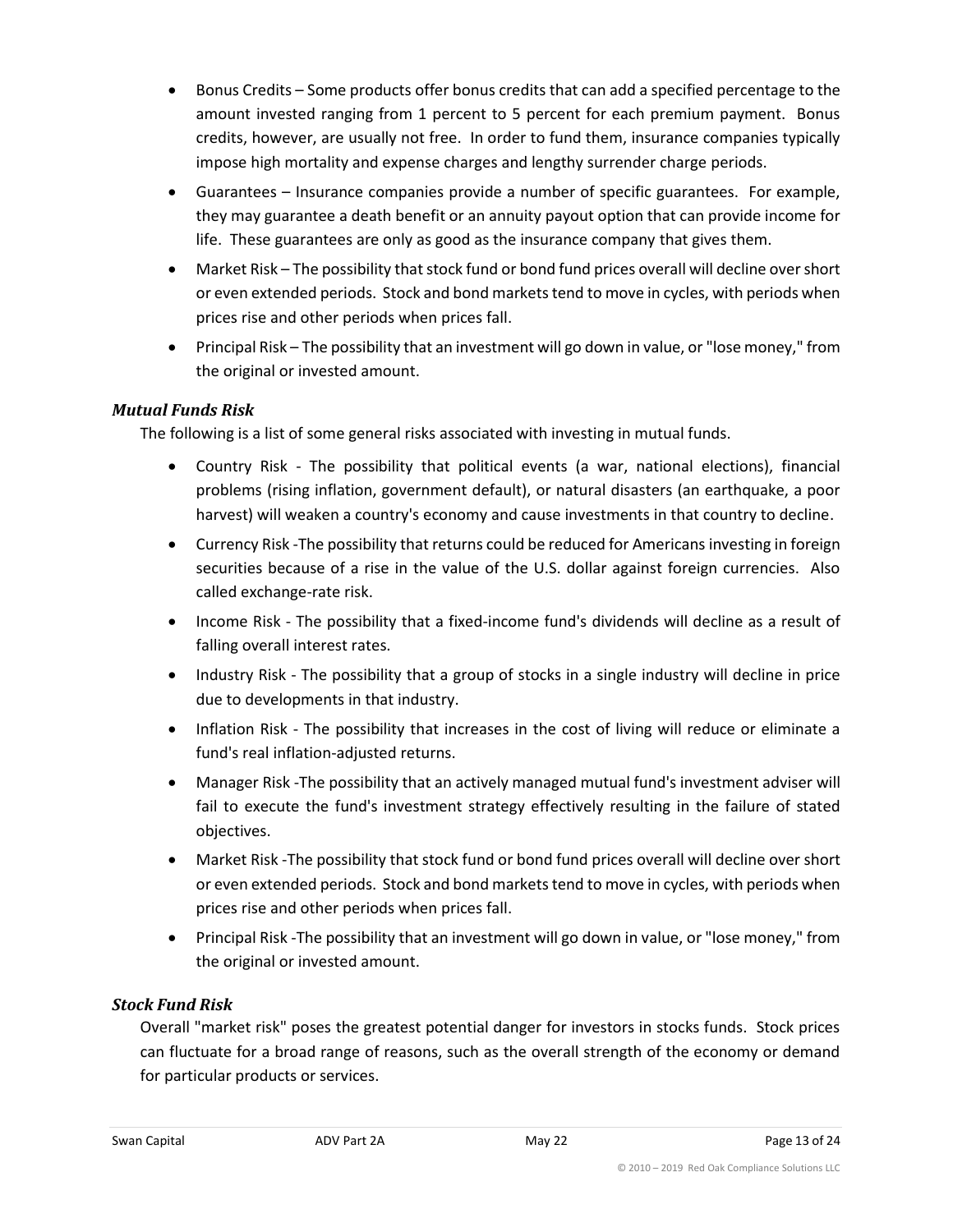- Bonus Credits – Some products offer bonus credits that can add a specified percentage to the amount invested ranging from 1 percent to 5 percent for each premium payment. Bonus credits, however, are usually not free. In order to fund them, insurance companies typically impose high mortality and expense charges and lengthy surrender charge periods.
- Guarantees – Insurance companies provide a number of specific guarantees. For example, they may guarantee a death benefit or an annuity payout option that can provide income for life. These guarantees are only as good as the insurance company that gives them.
- Market Risk – The possibility that stock fund or bond fund prices overall will decline over short or even extended periods. Stock and bond markets tend to move in cycles, with periods when prices rise and other periods when prices fall.
- Principal Risk – The possibility that an investment will go down in value, or "lose money," from the original or invested amount.

### *Mutual Funds Risk*

The following is a list of some general risks associated with investing in mutual funds.

- Country Risk - The possibility that political events (a war, national elections), financial problems (rising inflation, government default), or natural disasters (an earthquake, a poor harvest) will weaken a country's economy and cause investments in that country to decline.
- Currency Risk -The possibility that returns could be reduced for Americans investing in foreign securities because of a rise in the value of the U.S. dollar against foreign currencies. Also called exchange-rate risk.
- Income Risk - The possibility that a fixed-income fund's dividends will decline as a result of falling overall interest rates.
- Industry Risk - The possibility that a group of stocks in a single industry will decline in price due to developments in that industry.
- Inflation Risk - The possibility that increases in the cost of living will reduce or eliminate a fund's real inflation-adjusted returns.
- Manager Risk -The possibility that an actively managed mutual fund's investment adviser will fail to execute the fund's investment strategy effectively resulting in the failure of stated objectives.
- Market Risk -The possibility that stock fund or bond fund prices overall will decline over short or even extended periods. Stock and bond markets tend to move in cycles, with periods when prices rise and other periods when prices fall.
- Principal Risk -The possibility that an investment will go down in value, or "lose money," from the original or invested amount.

### *Stock Fund Risk*

Overall "market risk" poses the greatest potential danger for investors in stocks funds. Stock prices can fluctuate for a broad range of reasons, such as the overall strength of the economy or demand for particular products or services.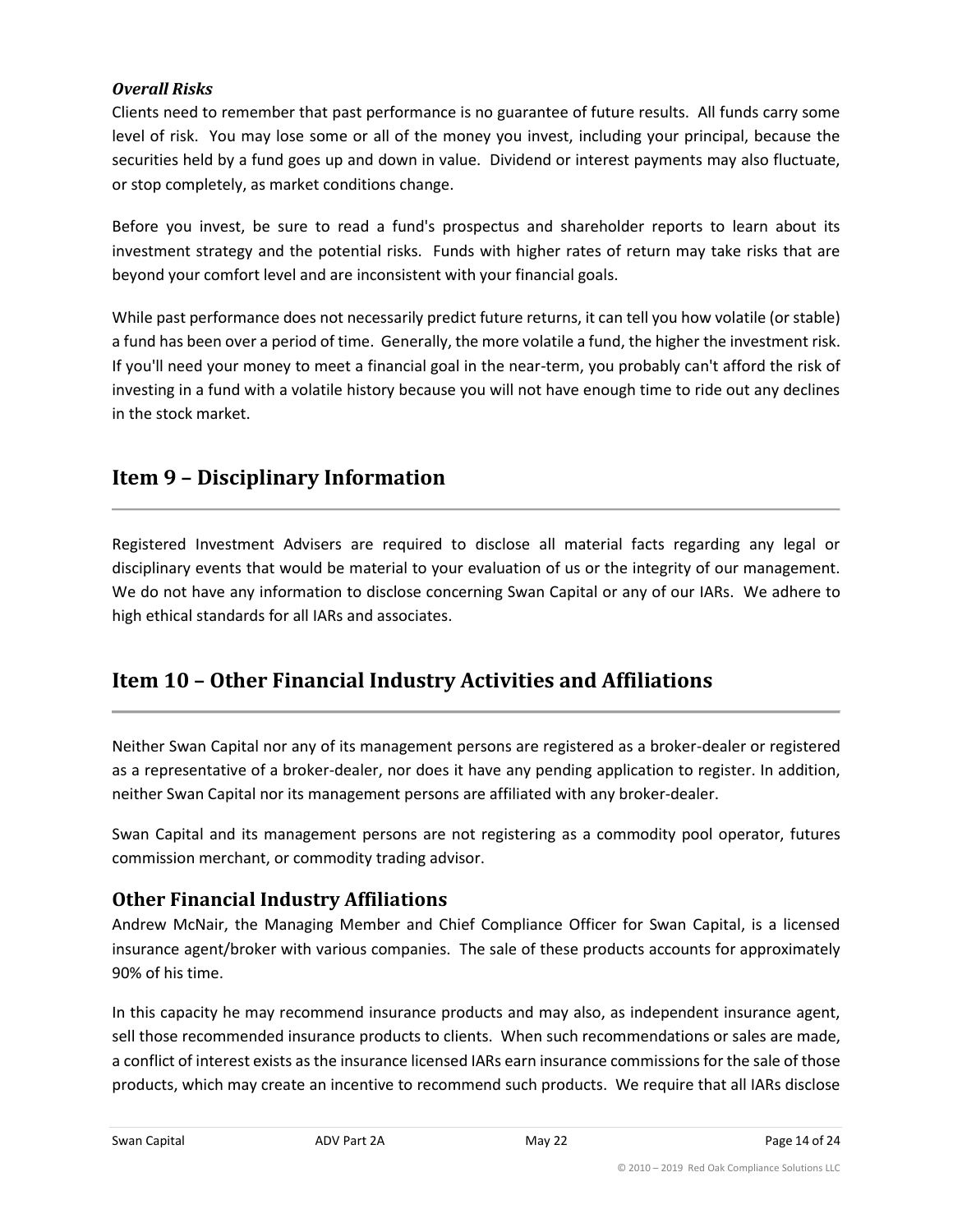### *Overall Risks*

Clients need to remember that past performance is no guarantee of future results. All funds carry some level of risk. You may lose some or all of the money you invest, including your principal, because the securities held by a fund goes up and down in value. Dividend or interest payments may also fluctuate, or stop completely, as market conditions change.

Before you invest, be sure to read a fund's prospectus and shareholder reports to learn about its investment strategy and the potential risks. Funds with higher rates of return may take risks that are beyond your comfort level and are inconsistent with your financial goals.

While past performance does not necessarily predict future returns, it can tell you how volatile (or stable) a fund has been over a period of time. Generally, the more volatile a fund, the higher the investment risk. If you'll need your money to meet a financial goal in the near-term, you probably can't afford the risk of investing in a fund with a volatile history because you will not have enough time to ride out any declines in the stock market.

## Item 9 – Disciplinary Information

Registered Investment Advisers are required to disclose all material facts regarding any legal or disciplinary events that would be material to your evaluation of us or the integrity of our management. We do not have any information to disclose concerning Swan Capital or any of our IARs. We adhere to high ethical standards for all IARs and associates.

## Item 10 – Other Financial Industry Activities and Affiliations

Neither Swan Capital nor any of its management persons are registered as a broker-dealer or registered as a representative of a broker-dealer, nor does it have any pending application to register. In addition, neither Swan Capital nor its management persons are affiliated with any broker-dealer.

Swan Capital and its management persons are not registering as a commodity pool operator, futures commission merchant, or commodity trading advisor.

### Other Financial Industry Affiliations

Andrew McNair, the Managing Member and Chief Compliance Officer for Swan Capital, is a licensed insurance agent/broker with various companies. The sale of these products accounts for approximately 90% of his time.

In this capacity he may recommend insurance products and may also, as independent insurance agent, sell those recommended insurance products to clients. When such recommendations or sales are made, a conflict of interest exists as the insurance licensed IARs earn insurance commissions for the sale of those products, which may create an incentive to recommend such products. We require that all IARs disclose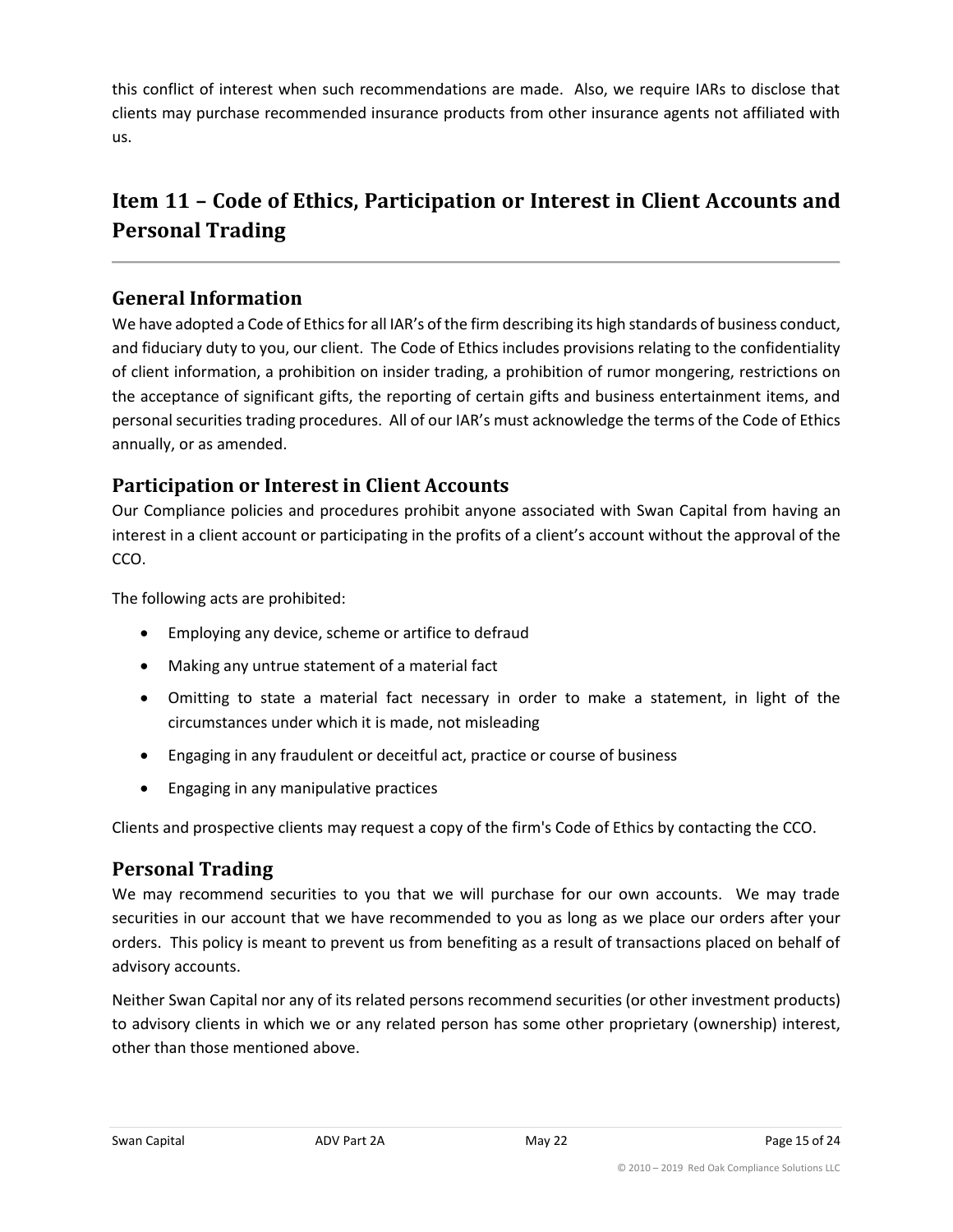this conflict of interest when such recommendations are made. Also, we require IARs to disclose that clients may purchase recommended insurance products from other insurance agents not affiliated with us.

# Item 11 – Code of Ethics, Participation or Interest in Client Accounts and Personal Trading

## General Information

We have adopted a Code of Ethics for all IAR's of the firm describing its high standards of business conduct, and fiduciary duty to you, our client. The Code of Ethics includes provisions relating to the confidentiality of client information, a prohibition on insider trading, a prohibition of rumor mongering, restrictions on the acceptance of significant gifts, the reporting of certain gifts and business entertainment items, and personal securities trading procedures. All of our IAR's must acknowledge the terms of the Code of Ethics annually, or as amended.

## Participation or Interest in Client Accounts

Our Compliance policies and procedures prohibit anyone associated with Swan Capital from having an interest in a client account or participating in the profits of a client's account without the approval of the CCO.

The following acts are prohibited:

- Employing any device, scheme or artifice to defraud
- Making any untrue statement of a material fact
- Omitting to state a material fact necessary in order to make a statement, in light of the circumstances under which it is made, not misleading
- Engaging in any fraudulent or deceitful act, practice or course of business
- Engaging in any manipulative practices

Clients and prospective clients may request a copy of the firm's Code of Ethics by contacting the CCO.

## Personal Trading

We may recommend securities to you that we will purchase for our own accounts. We may trade securities in our account that we have recommended to you as long as we place our orders after your orders. This policy is meant to prevent us from benefiting as a result of transactions placed on behalf of advisory accounts.

Neither Swan Capital nor any of its related persons recommend securities (or other investment products) to advisory clients in which we or any related person has some other proprietary (ownership) interest, other than those mentioned above.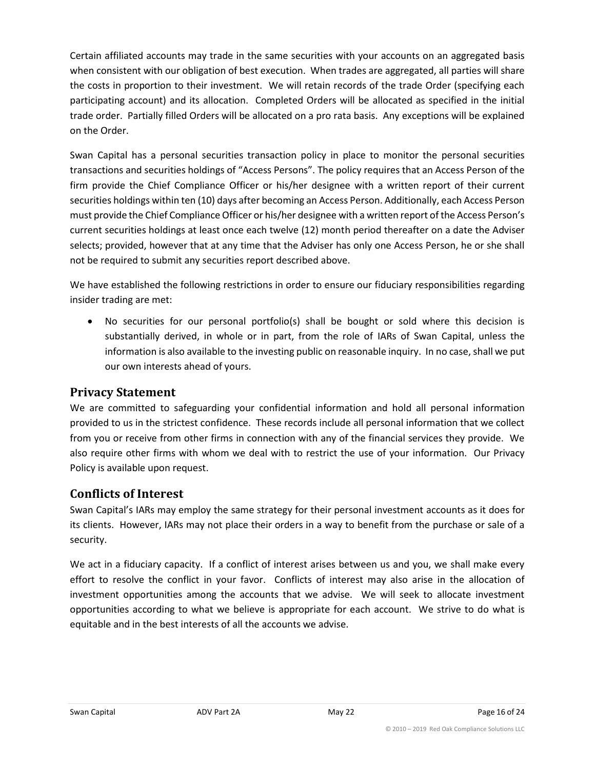Certain affiliated accounts may trade in the same securities with your accounts on an aggregated basis when consistent with our obligation of best execution. When trades are aggregated, all parties will share the costs in proportion to their investment. We will retain records of the trade Order (specifying each participating account) and its allocation. Completed Orders will be allocated as specified in the initial trade order. Partially filled Orders will be allocated on a pro rata basis. Any exceptions will be explained on the Order.

Swan Capital has a personal securities transaction policy in place to monitor the personal securities transactions and securities holdings of "Access Persons". The policy requires that an Access Person of the firm provide the Chief Compliance Officer or his/her designee with a written report of their current securities holdings within ten (10) days after becoming an Access Person. Additionally, each Access Person must provide the Chief Compliance Officer or his/her designee with a written report of the Access Person's current securities holdings at least once each twelve (12) month period thereafter on a date the Adviser selects; provided, however that at any time that the Adviser has only one Access Person, he or she shall not be required to submit any securities report described above.

We have established the following restrictions in order to ensure our fiduciary responsibilities regarding insider trading are met:

- No securities for our personal portfolio(s) shall be bought or sold where this decision is substantially derived, in whole or in part, from the role of IARs of Swan Capital, unless the information is also available to the investing public on reasonable inquiry. In no case, shall we put our own interests ahead of yours.

## Privacy Statement

We are committed to safeguarding your confidential information and hold all personal information provided to us in the strictest confidence. These records include all personal information that we collect from you or receive from other firms in connection with any of the financial services they provide. We also require other firms with whom we deal with to restrict the use of your information. Our Privacy Policy is available upon request.

## Conflicts of Interest

Swan Capital's IARs may employ the same strategy for their personal investment accounts as it does for its clients. However, IARs may not place their orders in a way to benefit from the purchase or sale of a security.

We act in a fiduciary capacity. If a conflict of interest arises between us and you, we shall make every effort to resolve the conflict in your favor. Conflicts of interest may also arise in the allocation of investment opportunities among the accounts that we advise. We will seek to allocate investment opportunities according to what we believe is appropriate for each account. We strive to do what is equitable and in the best interests of all the accounts we advise.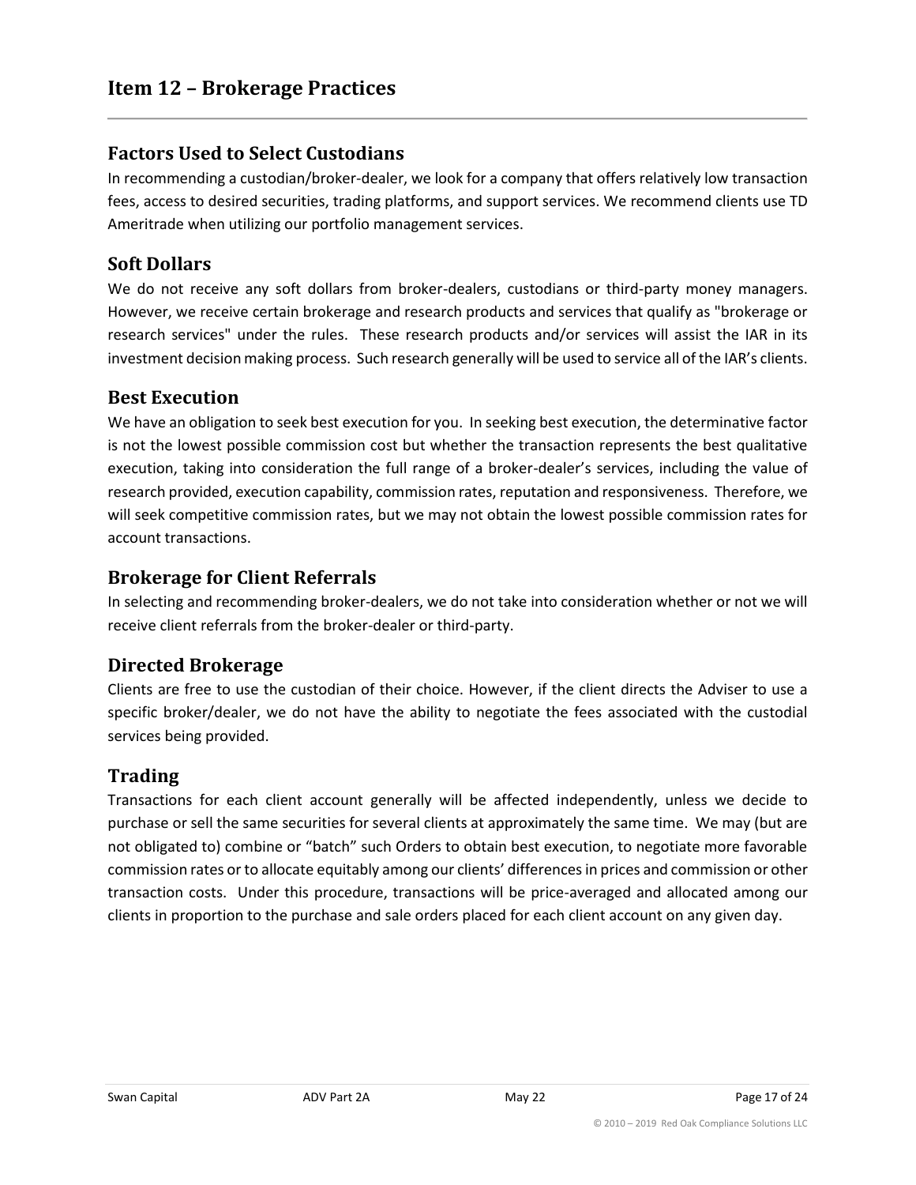## Item 12 – Brokerage Practices

### Factors Used to Select Custodians

In recommending a custodian/broker-dealer, we look for a company that offers relatively low transaction fees, access to desired securities, trading platforms, and support services. We recommend clients use TD Ameritrade when utilizing our portfolio management services.

### Soft Dollars

We do not receive any soft dollars from broker-dealers, custodians or third-party money managers. However, we receive certain brokerage and research products and services that qualify as "brokerage or research services" under the rules. These research products and/or services will assist the IAR in its investment decision making process. Such research generally will be used to service all of the IAR's clients.

### Best Execution

We have an obligation to seek best execution for you. In seeking best execution, the determinative factor is not the lowest possible commission cost but whether the transaction represents the best qualitative execution, taking into consideration the full range of a broker-dealer's services, including the value of research provided, execution capability, commission rates, reputation and responsiveness. Therefore, we will seek competitive commission rates, but we may not obtain the lowest possible commission rates for account transactions.

### Brokerage for Client Referrals

In selecting and recommending broker-dealers, we do not take into consideration whether or not we will receive client referrals from the broker-dealer or third-party.

### Directed Brokerage

Clients are free to use the custodian of their choice. However, if the client directs the Adviser to use a specific broker/dealer, we do not have the ability to negotiate the fees associated with the custodial services being provided.

### Trading

Transactions for each client account generally will be affected independently, unless we decide to purchase or sell the same securities for several clients at approximately the same time. We may (but are not obligated to) combine or "batch" such Orders to obtain best execution, to negotiate more favorable commission rates or to allocate equitably among our clients' differences in prices and commission or other transaction costs. Under this procedure, transactions will be price-averaged and allocated among our clients in proportion to the purchase and sale orders placed for each client account on any given day.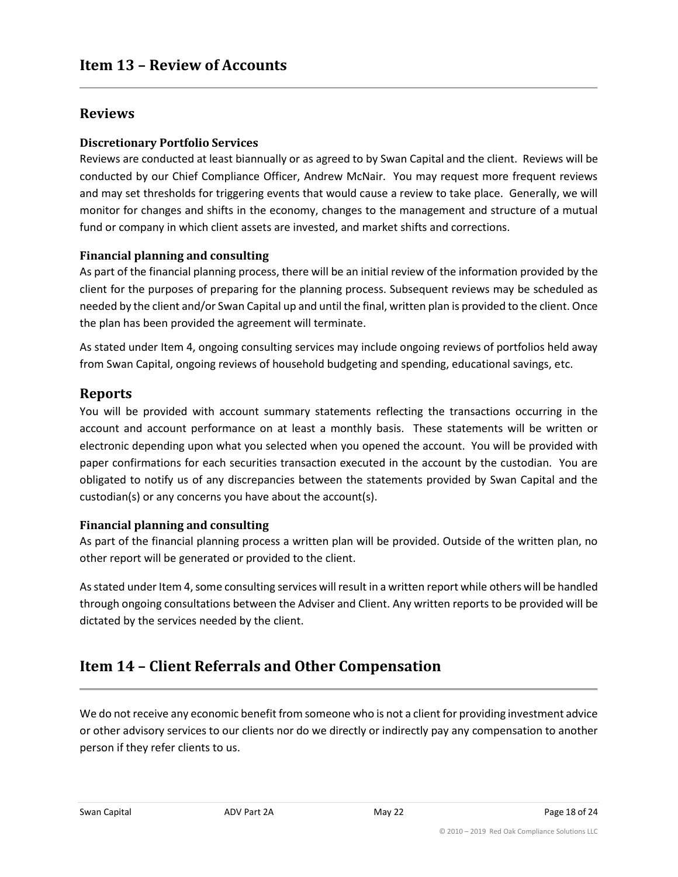# Item 13 – Review of Accounts

## Reviews

### Discretionary Portfolio Services

Reviews are conducted at least biannually or as agreed to by Swan Capital and the client. Reviews will be conducted by our Chief Compliance Officer, Andrew McNair. You may request more frequent reviews and may set thresholds for triggering events that would cause a review to take place. Generally, we will monitor for changes and shifts in the economy, changes to the management and structure of a mutual fund or company in which client assets are invested, and market shifts and corrections.

### Financial planning and consulting

As part of the financial planning process, there will be an initial review of the information provided by the client for the purposes of preparing for the planning process. Subsequent reviews may be scheduled as needed by the client and/or Swan Capital up and until the final, written plan is provided to the client. Once the plan has been provided the agreement will terminate.

As stated under Item 4, ongoing consulting services may include ongoing reviews of portfolios held away from Swan Capital, ongoing reviews of household budgeting and spending, educational savings, etc.

## Reports

You will be provided with account summary statements reflecting the transactions occurring in the account and account performance on at least a monthly basis. These statements will be written or electronic depending upon what you selected when you opened the account. You will be provided with paper confirmations for each securities transaction executed in the account by the custodian. You are obligated to notify us of any discrepancies between the statements provided by Swan Capital and the custodian(s) or any concerns you have about the account(s).

### Financial planning and consulting

As part of the financial planning process a written plan will be provided. Outside of the written plan, no other report will be generated or provided to the client.

As stated under Item 4, some consulting services will result in a written report while others will be handled through ongoing consultations between the Adviser and Client. Any written reports to be provided will be dictated by the services needed by the client.

# Item 14 – Client Referrals and Other Compensation

We do not receive any economic benefit from someone who is not a client for providing investment advice or other advisory services to our clients nor do we directly or indirectly pay any compensation to another person if they refer clients to us.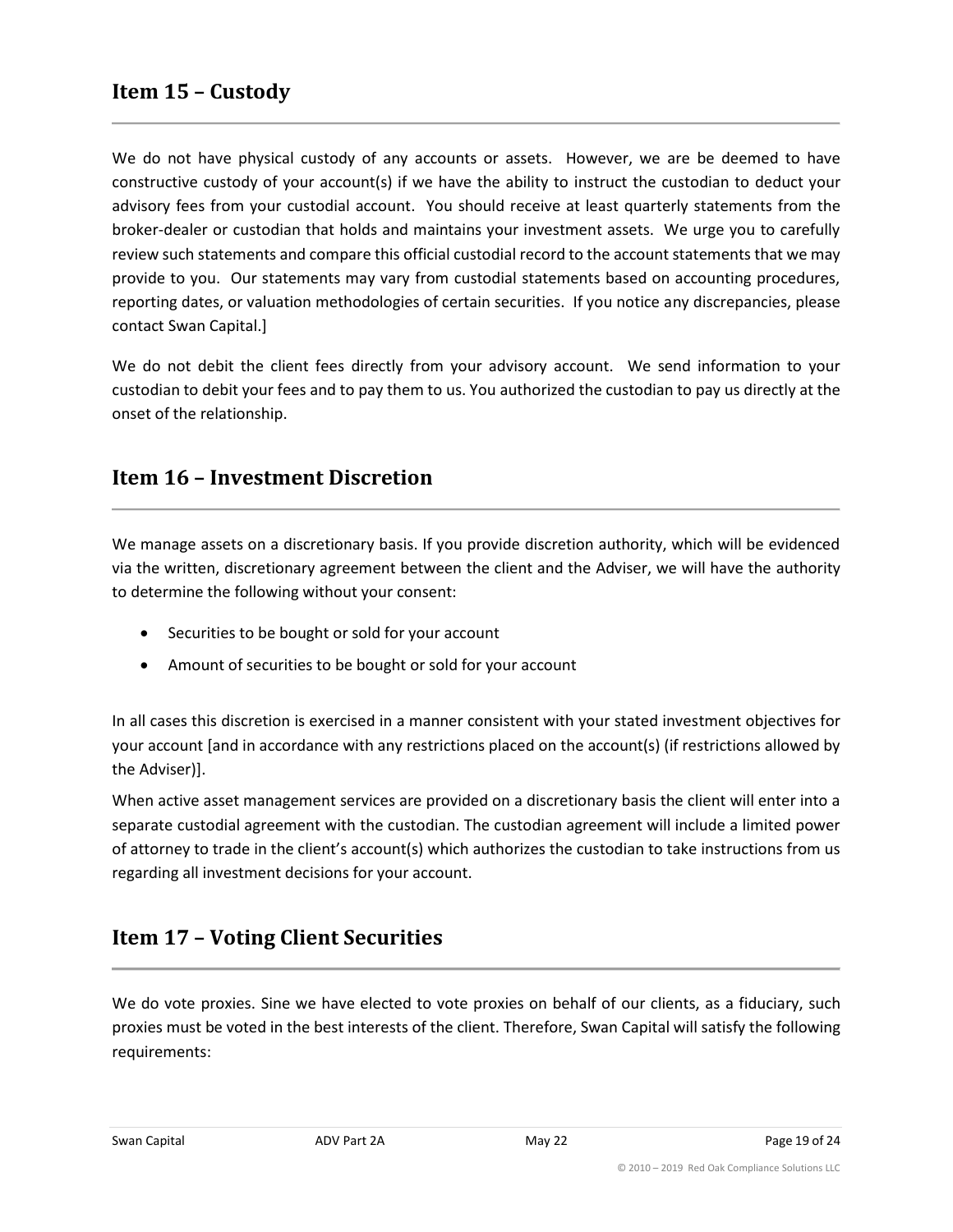## Item 15 – Custody

We do not have physical custody of any accounts or assets. However, we are be deemed to have constructive custody of your account(s) if we have the ability to instruct the custodian to deduct your advisory fees from your custodial account. You should receive at least quarterly statements from the broker-dealer or custodian that holds and maintains your investment assets. We urge you to carefully review such statements and compare this official custodial record to the account statements that we may provide to you. Our statements may vary from custodial statements based on accounting procedures, reporting dates, or valuation methodologies of certain securities. If you notice any discrepancies, please contact Swan Capital.]

We do not debit the client fees directly from your advisory account. We send information to your custodian to debit your fees and to pay them to us. You authorized the custodian to pay us directly at the onset of the relationship.

## Item 16 – Investment Discretion

We manage assets on a discretionary basis. If you provide discretion authority, which will be evidenced via the written, discretionary agreement between the client and the Adviser, we will have the authority to determine the following without your consent:

- Securities to be bought or sold for your account
- Amount of securities to be bought or sold for your account

In all cases this discretion is exercised in a manner consistent with your stated investment objectives for your account [and in accordance with any restrictions placed on the account(s) (if restrictions allowed by the Adviser)].

When active asset management services are provided on a discretionary basis the client will enter into a separate custodial agreement with the custodian. The custodian agreement will include a limited power of attorney to trade in the client's account(s) which authorizes the custodian to take instructions from us regarding all investment decisions for your account.

## Item 17 – Voting Client Securities

We do vote proxies. Sine we have elected to vote proxies on behalf of our clients, as a fiduciary, such proxies must be voted in the best interests of the client. Therefore, Swan Capital will satisfy the following requirements: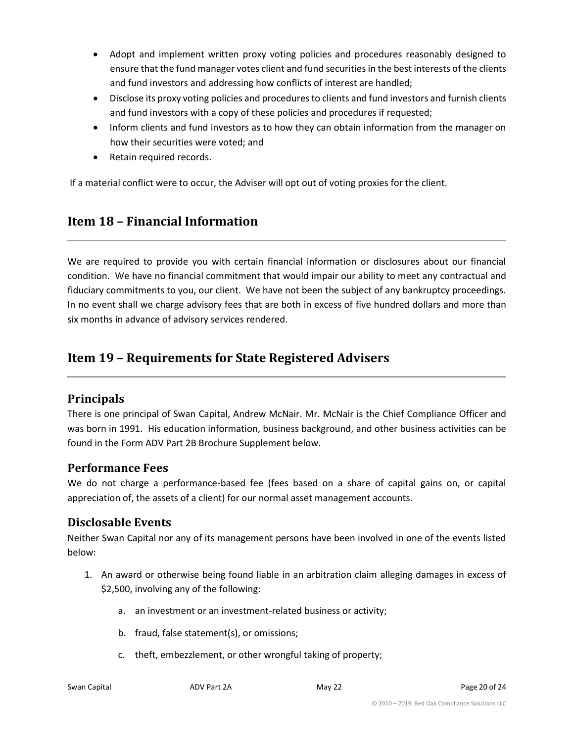- Adopt and implement written proxy voting policies and procedures reasonably designed to ensure that the fund manager votes client and fund securities in the best interests of the clients and fund investors and addressing how conflicts of interest are handled;
- Disclose its proxy voting policies and procedures to clients and fund investors and furnish clients and fund investors with a copy of these policies and procedures if requested;
- Inform clients and fund investors as to how they can obtain information from the manager on how their securities were voted; and
- Retain required records.

If a material conflict were to occur, the Adviser will opt out of voting proxies for the client.

## Item 18 – Financial Information

We are required to provide you with certain financial information or disclosures about our financial condition. We have no financial commitment that would impair our ability to meet any contractual and fiduciary commitments to you, our client. We have not been the subject of any bankruptcy proceedings. In no event shall we charge advisory fees that are both in excess of five hundred dollars and more than six months in advance of advisory services rendered.

## Item 19 – Requirements for State Registered Advisers

### Principals

There is one principal of Swan Capital, Andrew McNair. Mr. McNair is the Chief Compliance Officer and was born in 1991. His education information, business background, and other business activities can be found in the Form ADV Part 2B Brochure Supplement below.

### Performance Fees

We do not charge a performance-based fee (fees based on a share of capital gains on, or capital appreciation of, the assets of a client) for our normal asset management accounts.

### Disclosable Events

Neither Swan Capital nor any of its management persons have been involved in one of the events listed below:

1. An award or otherwise being found liable in an arbitration claim alleging damages in excess of $2,500, involving any of the following:

    a. an investment or an investment-related business or activity;

    b. fraud, false statement(s), or omissions;

    c. theft, embezzlement, or other wrongful taking of property;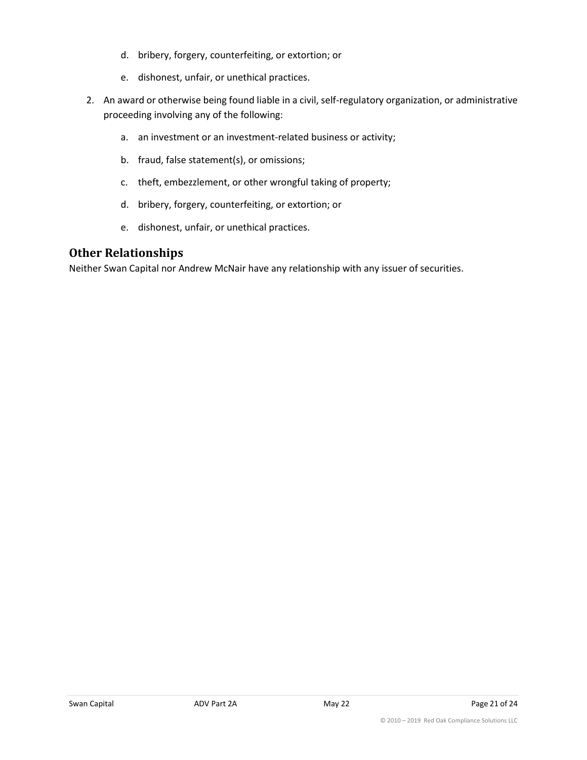d. bribery, forgery, counterfeiting, or extortion; or

    e. dishonest, unfair, or unethical practices.

2. An award or otherwise being found liable in a civil, self-regulatory organization, or administrative proceeding involving any of the following:

    a. an investment or an investment-related business or activity;

    b. fraud, false statement(s), or omissions;

    c. theft, embezzlement, or other wrongful taking of property;

    d. bribery, forgery, counterfeiting, or extortion; or

    e. dishonest, unfair, or unethical practices.

## Other Relationships

Neither Swan Capital nor Andrew McNair have any relationship with any issuer of securities.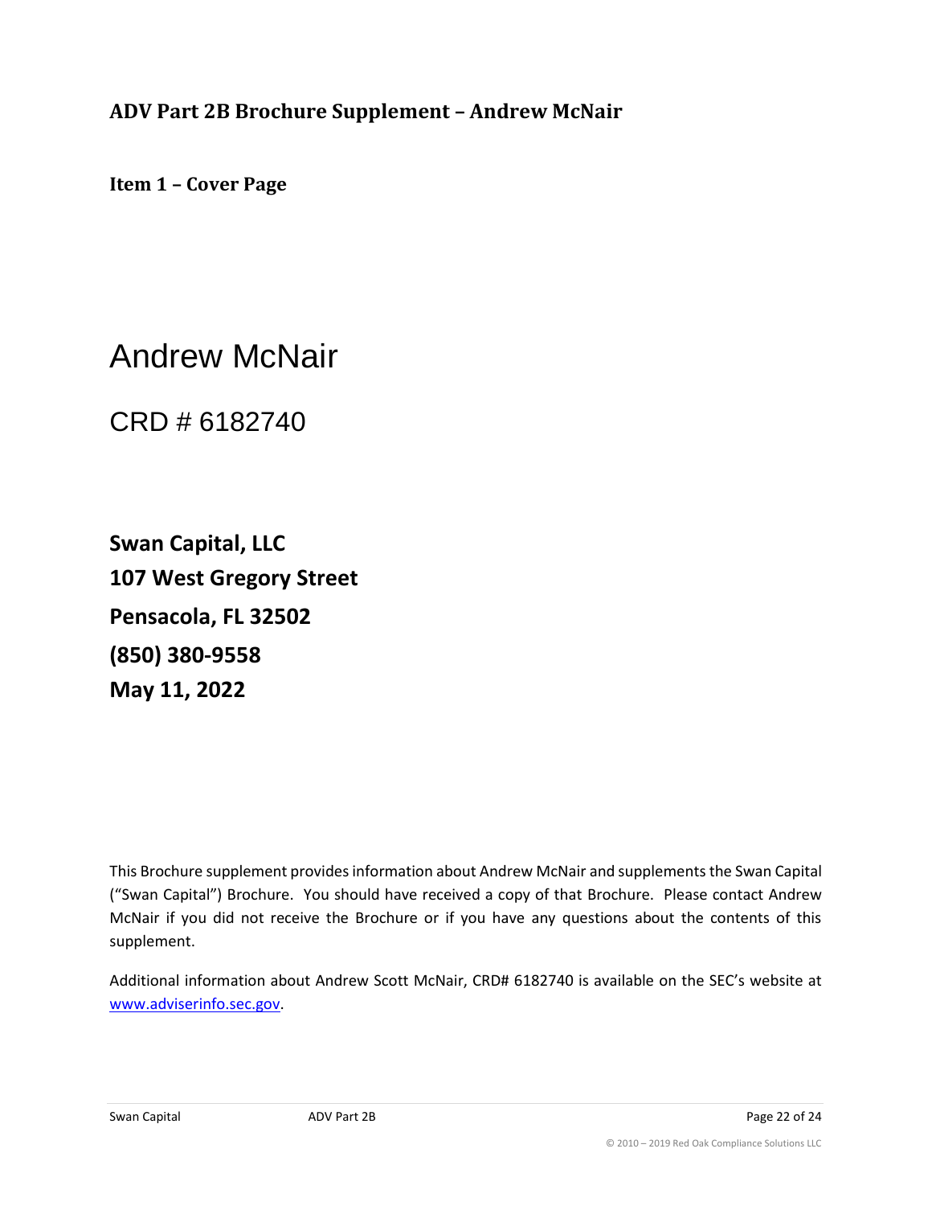## ADV Part 2B Brochure Supplement – Andrew McNair

### Item 1 – Cover Page

# Andrew McNair

CRD # 6182740

**Swan Capital, LLC**
**107 West Gregory Street**
**Pensacola, FL 32502**
**(850) 380-9558**
**May 11, 2022**

This Brochure supplement provides information about Andrew McNair and supplements the Swan Capital ("Swan Capital") Brochure. You should have received a copy of that Brochure. Please contact Andrew McNair if you did not receive the Brochure or if you have any questions about the contents of this supplement.

Additional information about Andrew Scott McNair, CRD# 6182740 is available on the SEC's website at www.adviserinfo.sec.gov.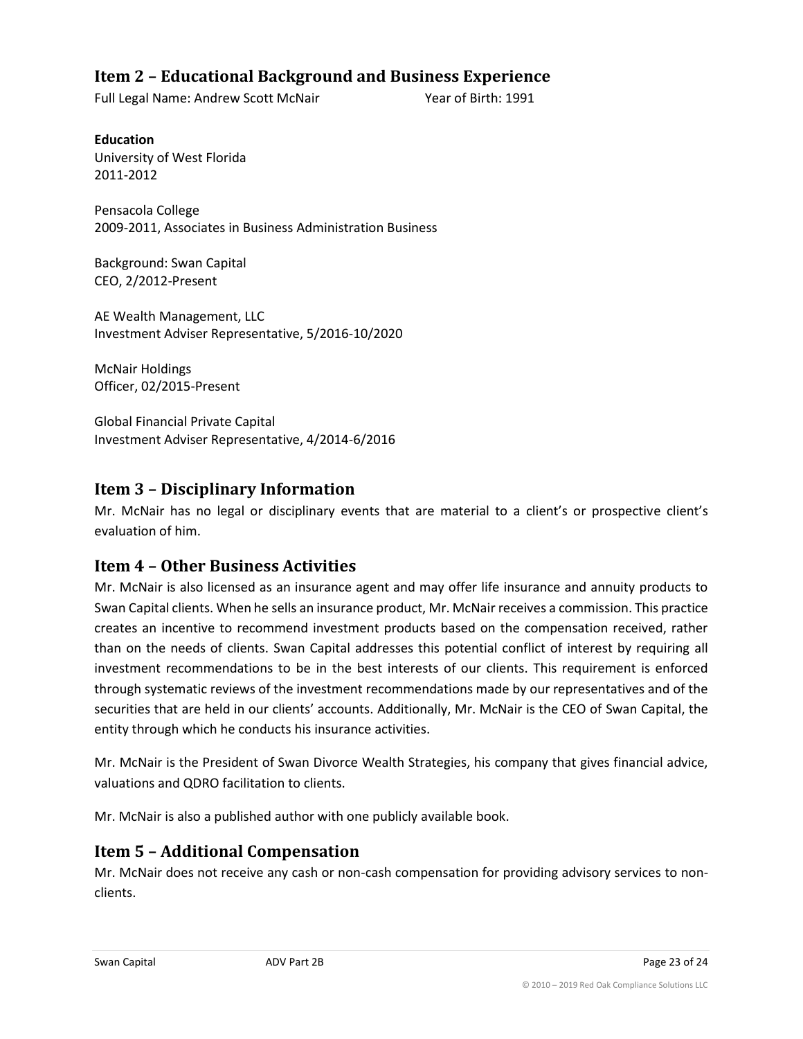## Item 2 – Educational Background and Business Experience

Full Legal Name: Andrew Scott McNair Year of Birth: 1991

**Education**

University of West Florida
2011-2012

Pensacola College
2009-2011, Associates in Business Administration Business

Background: Swan Capital
CEO, 2/2012-Present

AE Wealth Management, LLC
Investment Adviser Representative, 5/2016-10/2020

McNair Holdings
Officer, 02/2015-Present

Global Financial Private Capital
Investment Adviser Representative, 4/2014-6/2016

## Item 3 – Disciplinary Information

Mr. McNair has no legal or disciplinary events that are material to a client's or prospective client's evaluation of him.

## Item 4 – Other Business Activities

Mr. McNair is also licensed as an insurance agent and may offer life insurance and annuity products to Swan Capital clients. When he sells an insurance product, Mr. McNair receives a commission. This practice creates an incentive to recommend investment products based on the compensation received, rather than on the needs of clients. Swan Capital addresses this potential conflict of interest by requiring all investment recommendations to be in the best interests of our clients. This requirement is enforced through systematic reviews of the investment recommendations made by our representatives and of the securities that are held in our clients' accounts. Additionally, Mr. McNair is the CEO of Swan Capital, the entity through which he conducts his insurance activities.

Mr. McNair is the President of Swan Divorce Wealth Strategies, his company that gives financial advice, valuations and QDRO facilitation to clients.

Mr. McNair is also a published author with one publicly available book.

## Item 5 – Additional Compensation

Mr. McNair does not receive any cash or non-cash compensation for providing advisory services to non-clients.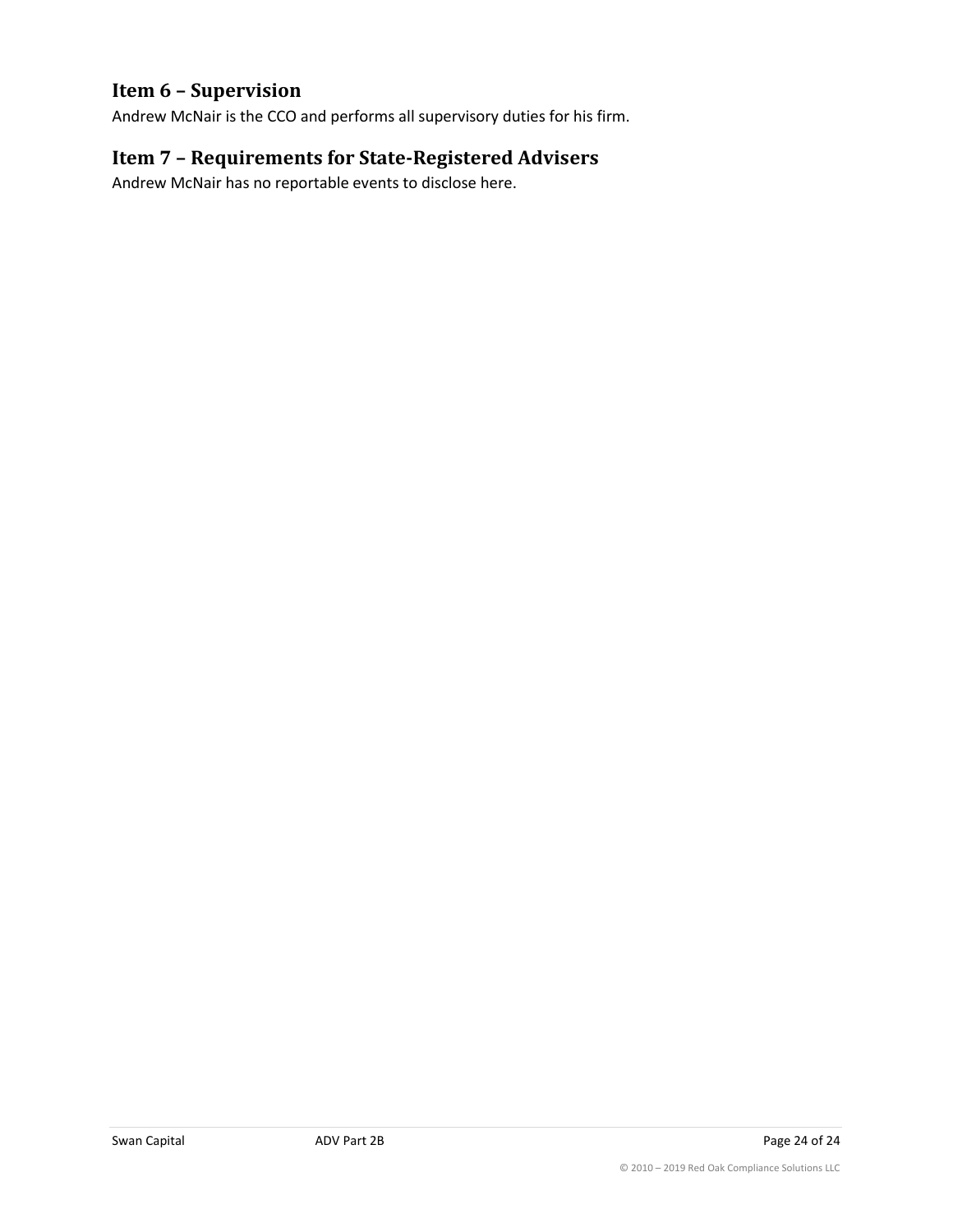## Item 6 – Supervision

Andrew McNair is the CCO and performs all supervisory duties for his firm.

## Item 7 – Requirements for State-Registered Advisers

Andrew McNair has no reportable events to disclose here.